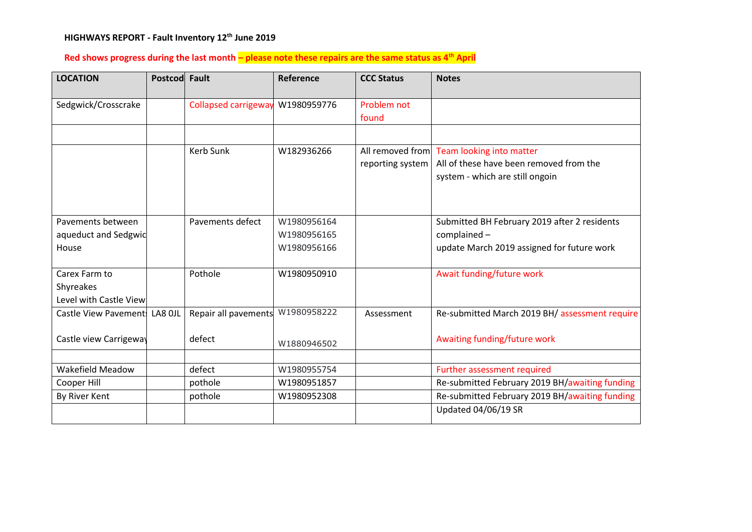# HIGHWAYS REPORT - Fault Inventory 12th June 2019

**Red shows progress during the last month – please note these repairs are the same status as 4th April**

| LOCATION | Postcod | Fault | Reference | CCC Status | Notes |
|---|---|---|---|---|---|
| Sedgwick/Crosscrake | | Collapsed carrigeway | W1980959776 | Problem not found | |
| | | | | | |
| | | Kerb Sunk | W182936266 | All removed from reporting system | Team looking into matter<br>All of these have been removed from the system - which are still ongoin |
| Pavements between aqueduct and Sedgwic House | | Pavements defect | W1980956164<br>W1980956165<br>W1980956166 | | Submitted BH February 2019 after 2 residents complained –<br>update March 2019 assigned for future work |
| Carex Farm to Shyreakes Level with Castle View | | Pothole | W1980950910 | | Await funding/future work |
| Castle View Pavement<br><br>Castle view Carrigeway | LA8 0JL | Repair all pavements<br><br>defect | W1980958222<br><br>W1880946502 | Assessment | Re-submitted March 2019 BH/ assessment require<br><br>Awaiting funding/future work |
| | | | | | |
| Wakefield Meadow | | defect | W1980955754 | | Further assessment required |
| Cooper Hill | | pothole | W1980951857 | | Re-submitted February 2019 BH/awaiting funding |
| By River Kent | | pothole | W1980952308 | | Re-submitted February 2019 BH/awaiting funding |
| | | | | | Updated 04/06/19 SR |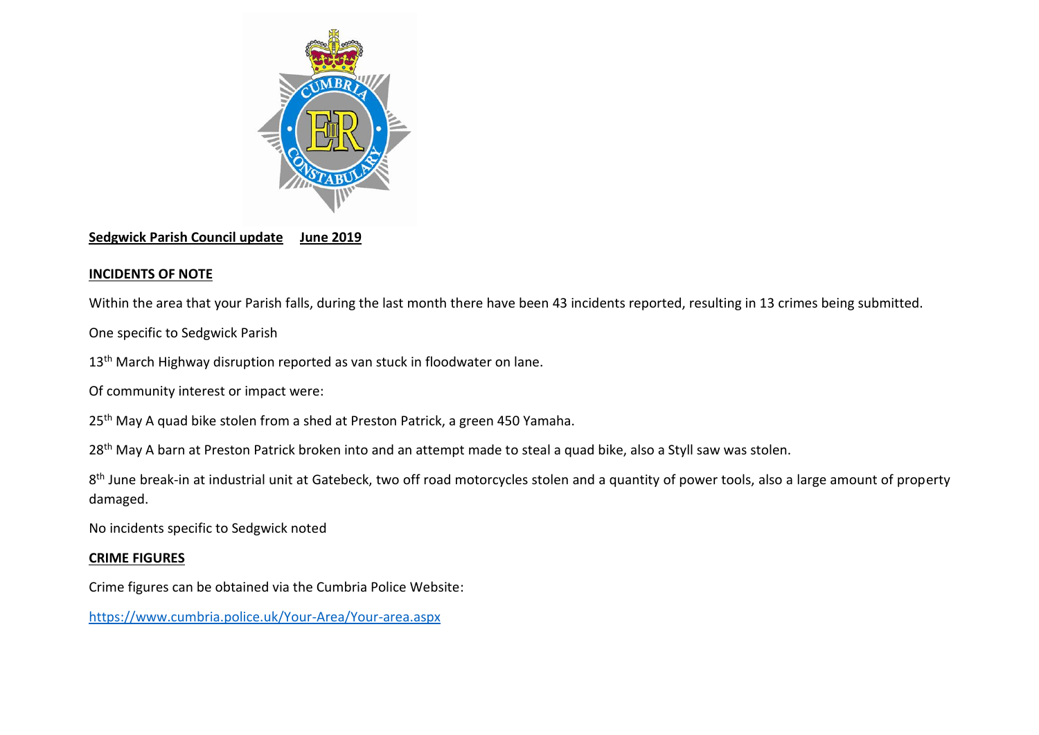**Sedgwick Parish Council update June 2019**

**INCIDENTS OF NOTE**

Within the area that your Parish falls, during the last month there have been 43 incidents reported, resulting in 13 crimes being submitted.

One specific to Sedgwick Parish

13th March Highway disruption reported as van stuck in floodwater on lane.

Of community interest or impact were:

25th May A quad bike stolen from a shed at Preston Patrick, a green 450 Yamaha.

28th May A barn at Preston Patrick broken into and an attempt made to steal a quad bike, also a Styll saw was stolen.

8th June break-in at industrial unit at Gatebeck, two off road motorcycles stolen and a quantity of power tools, also a large amount of property damaged.

No incidents specific to Sedgwick noted

**CRIME FIGURES**

Crime figures can be obtained via the Cumbria Police Website:

https://www.cumbria.police.uk/Your-Area/Your-area.aspx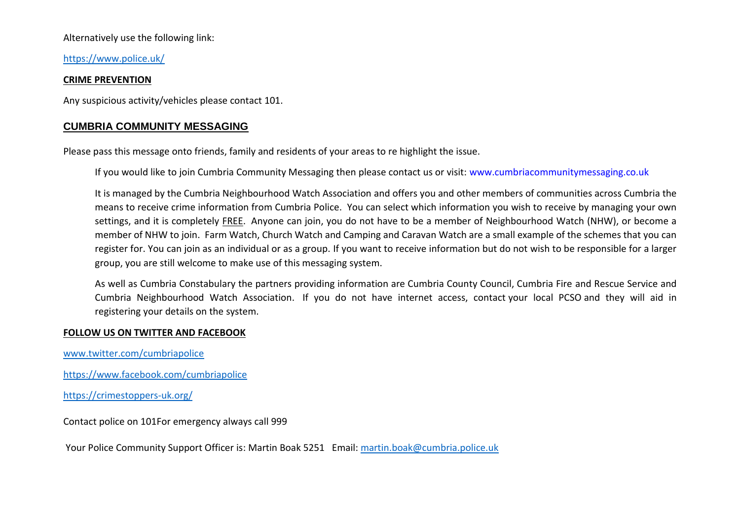Alternatively use the following link:

https://www.police.uk/

**CRIME PREVENTION**

Any suspicious activity/vehicles please contact 101.

## CUMBRIA COMMUNITY MESSAGING

Please pass this message onto friends, family and residents of your areas to re highlight the issue.

If you would like to join Cumbria Community Messaging then please contact us or visit: www.cumbriacommunitymessaging.co.uk

It is managed by the Cumbria Neighbourhood Watch Association and offers you and other members of communities across Cumbria the means to receive crime information from Cumbria Police. You can select which information you wish to receive by managing your own settings, and it is completely FREE. Anyone can join, you do not have to be a member of Neighbourhood Watch (NHW), or become a member of NHW to join. Farm Watch, Church Watch and Camping and Caravan Watch are a small example of the schemes that you can register for. You can join as an individual or as a group. If you want to receive information but do not wish to be responsible for a larger group, you are still welcome to make use of this messaging system.

As well as Cumbria Constabulary the partners providing information are Cumbria County Council, Cumbria Fire and Rescue Service and Cumbria Neighbourhood Watch Association. If you do not have internet access, contact your local PCSO and they will aid in registering your details on the system.

**FOLLOW US ON TWITTER AND FACEBOOK**

www.twitter.com/cumbriapolice

https://www.facebook.com/cumbriapolice

https://crimestoppers-uk.org/

Contact police on 101For emergency always call 999

Your Police Community Support Officer is: Martin Boak 5251 Email: martin.boak@cumbria.police.uk